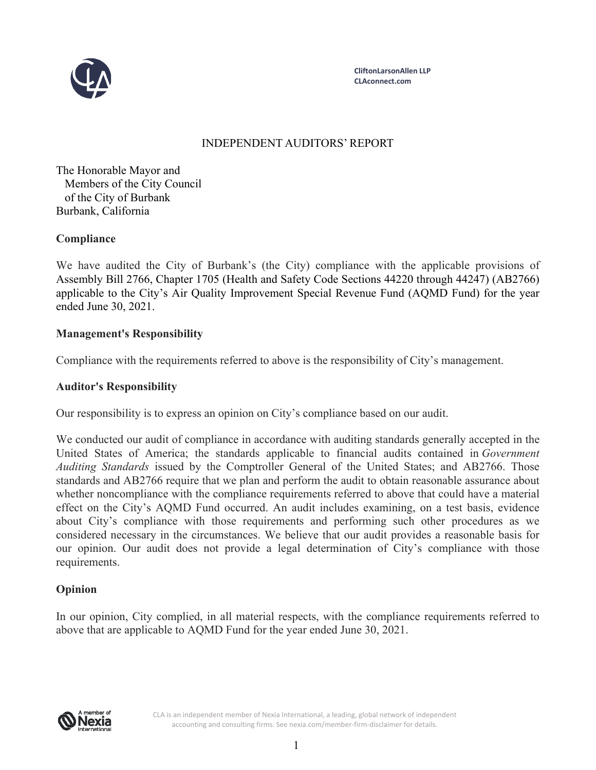CliftonLarsonAllen LLP
CLAconnect.com

# INDEPENDENT AUDITORS' REPORT

The Honorable Mayor and
Members of the City Council
of the City of Burbank
Burbank, California

## Compliance

We have audited the City of Burbank's (the City) compliance with the applicable provisions of Assembly Bill 2766, Chapter 1705 (Health and Safety Code Sections 44220 through 44247) (AB2766) applicable to the City's Air Quality Improvement Special Revenue Fund (AQMD Fund) for the year ended June 30, 2021.

## Management's Responsibility

Compliance with the requirements referred to above is the responsibility of City's management.

## Auditor's Responsibility

Our responsibility is to express an opinion on City's compliance based on our audit.

We conducted our audit of compliance in accordance with auditing standards generally accepted in the United States of America; the standards applicable to financial audits contained in *Government Auditing Standards* issued by the Comptroller General of the United States; and AB2766. Those standards and AB2766 require that we plan and perform the audit to obtain reasonable assurance about whether noncompliance with the compliance requirements referred to above that could have a material effect on the City's AQMD Fund occurred. An audit includes examining, on a test basis, evidence about City's compliance with those requirements and performing such other procedures as we considered necessary in the circumstances. We believe that our audit provides a reasonable basis for our opinion. Our audit does not provide a legal determination of City's compliance with those requirements.

## Opinion

In our opinion, City complied, in all material respects, with the compliance requirements referred to above that are applicable to AQMD Fund for the year ended June 30, 2021.

CLA is an independent member of Nexia International, a leading, global network of independent accounting and consulting firms. See nexia.com/member-firm-disclaimer for details.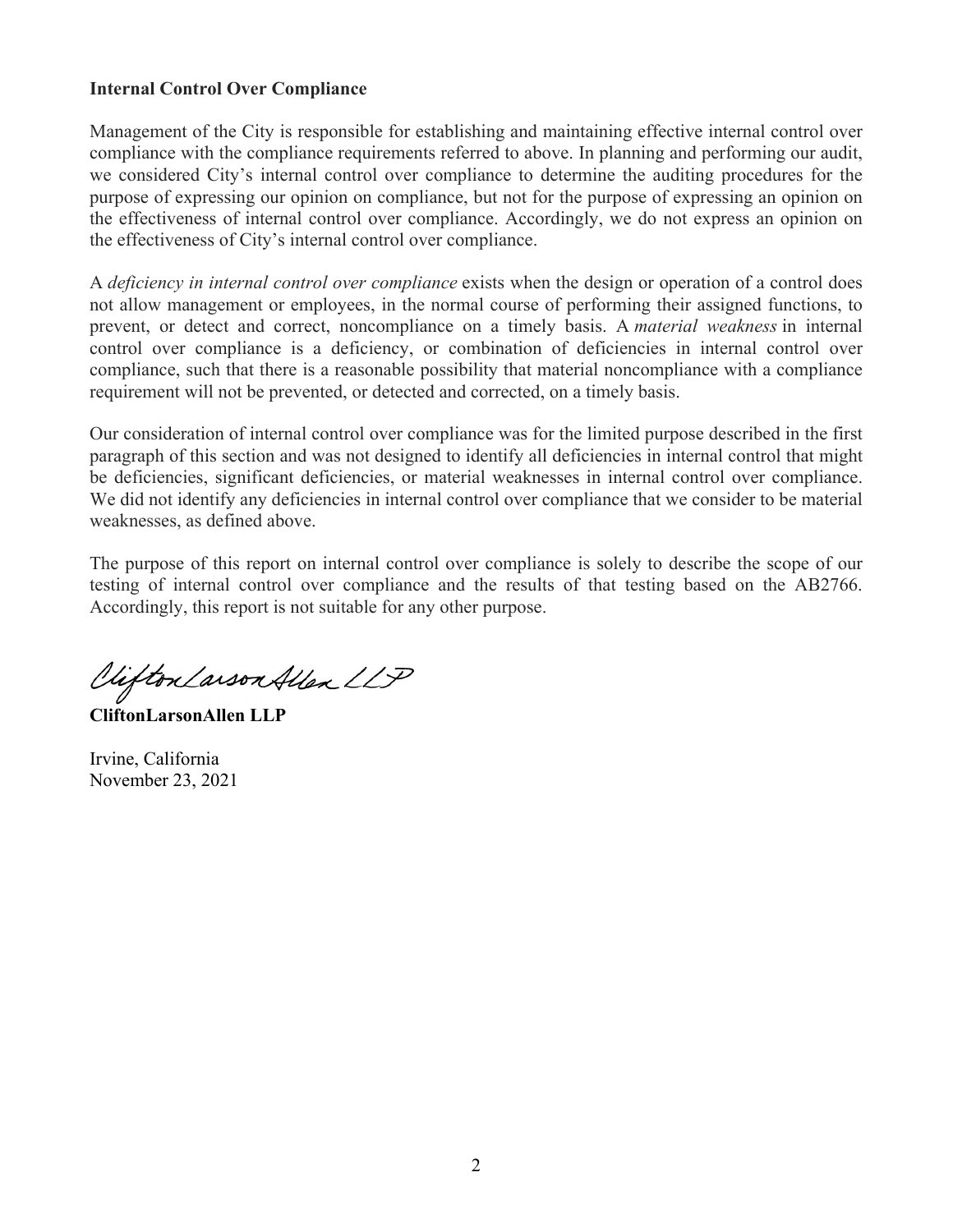**Internal Control Over Compliance**

Management of the City is responsible for establishing and maintaining effective internal control over compliance with the compliance requirements referred to above. In planning and performing our audit, we considered City's internal control over compliance to determine the auditing procedures for the purpose of expressing our opinion on compliance, but not for the purpose of expressing an opinion on the effectiveness of internal control over compliance. Accordingly, we do not express an opinion on the effectiveness of City's internal control over compliance.

A *deficiency in internal control over compliance* exists when the design or operation of a control does not allow management or employees, in the normal course of performing their assigned functions, to prevent, or detect and correct, noncompliance on a timely basis. A *material weakness* in internal control over compliance is a deficiency, or combination of deficiencies in internal control over compliance, such that there is a reasonable possibility that material noncompliance with a compliance requirement will not be prevented, or detected and corrected, on a timely basis.

Our consideration of internal control over compliance was for the limited purpose described in the first paragraph of this section and was not designed to identify all deficiencies in internal control that might be deficiencies, significant deficiencies, or material weaknesses in internal control over compliance. We did not identify any deficiencies in internal control over compliance that we consider to be material weaknesses, as defined above.

The purpose of this report on internal control over compliance is solely to describe the scope of our testing of internal control over compliance and the results of that testing based on the AB2766. Accordingly, this report is not suitable for any other purpose.

CliftonLarsonAllen LLP

**CliftonLarsonAllen LLP**

Irvine, California
November 23, 2021